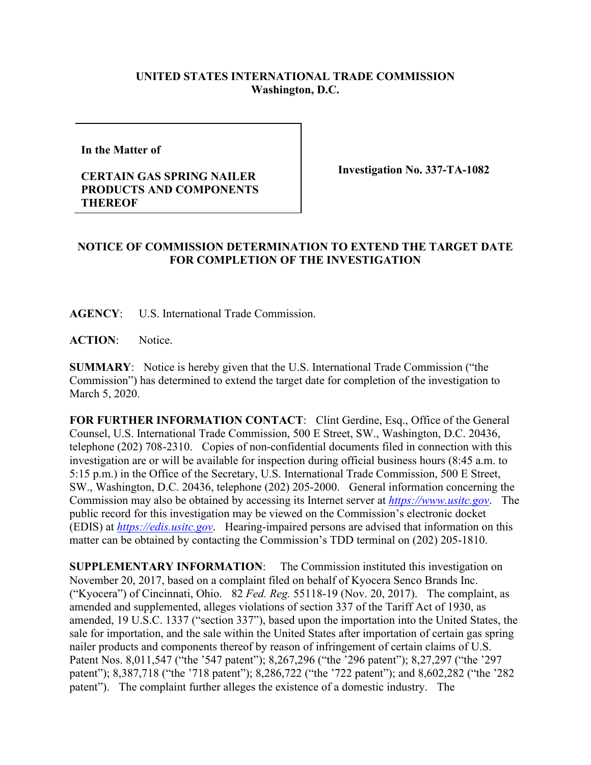**UNITED STATES INTERNATIONAL TRADE COMMISSION**
**Washington, D.C.**

**In the Matter of**

**CERTAIN GAS SPRING NAILER PRODUCTS AND COMPONENTS THEREOF**

**Investigation No. 337-TA-1082**

**NOTICE OF COMMISSION DETERMINATION TO EXTEND THE TARGET DATE FOR COMPLETION OF THE INVESTIGATION**

**AGENCY**: U.S. International Trade Commission.

**ACTION**: Notice.

**SUMMARY**: Notice is hereby given that the U.S. International Trade Commission ("the Commission") has determined to extend the target date for completion of the investigation to March 5, 2020.

**FOR FURTHER INFORMATION CONTACT**: Clint Gerdine, Esq., Office of the General Counsel, U.S. International Trade Commission, 500 E Street, SW., Washington, D.C. 20436, telephone (202) 708-2310. Copies of non-confidential documents filed in connection with this investigation are or will be available for inspection during official business hours (8:45 a.m. to 5:15 p.m.) in the Office of the Secretary, U.S. International Trade Commission, 500 E Street, SW., Washington, D.C. 20436, telephone (202) 205-2000. General information concerning the Commission may also be obtained by accessing its Internet server at *https://www.usitc.gov*. The public record for this investigation may be viewed on the Commission's electronic docket (EDIS) at *https://edis.usitc.gov*. Hearing-impaired persons are advised that information on this matter can be obtained by contacting the Commission's TDD terminal on (202) 205-1810.

**SUPPLEMENTARY INFORMATION**: The Commission instituted this investigation on November 20, 2017, based on a complaint filed on behalf of Kyocera Senco Brands Inc. ("Kyocera") of Cincinnati, Ohio. 82 *Fed. Reg.* 55118-19 (Nov. 20, 2017). The complaint, as amended and supplemented, alleges violations of section 337 of the Tariff Act of 1930, as amended, 19 U.S.C. 1337 ("section 337"), based upon the importation into the United States, the sale for importation, and the sale within the United States after importation of certain gas spring nailer products and components thereof by reason of infringement of certain claims of U.S. Patent Nos. 8,011,547 ("the '547 patent"); 8,267,296 ("the '296 patent"); 8,27,297 ("the '297 patent"); 8,387,718 ("the '718 patent"); 8,286,722 ("the '722 patent"); and 8,602,282 ("the '282 patent"). The complaint further alleges the existence of a domestic industry. The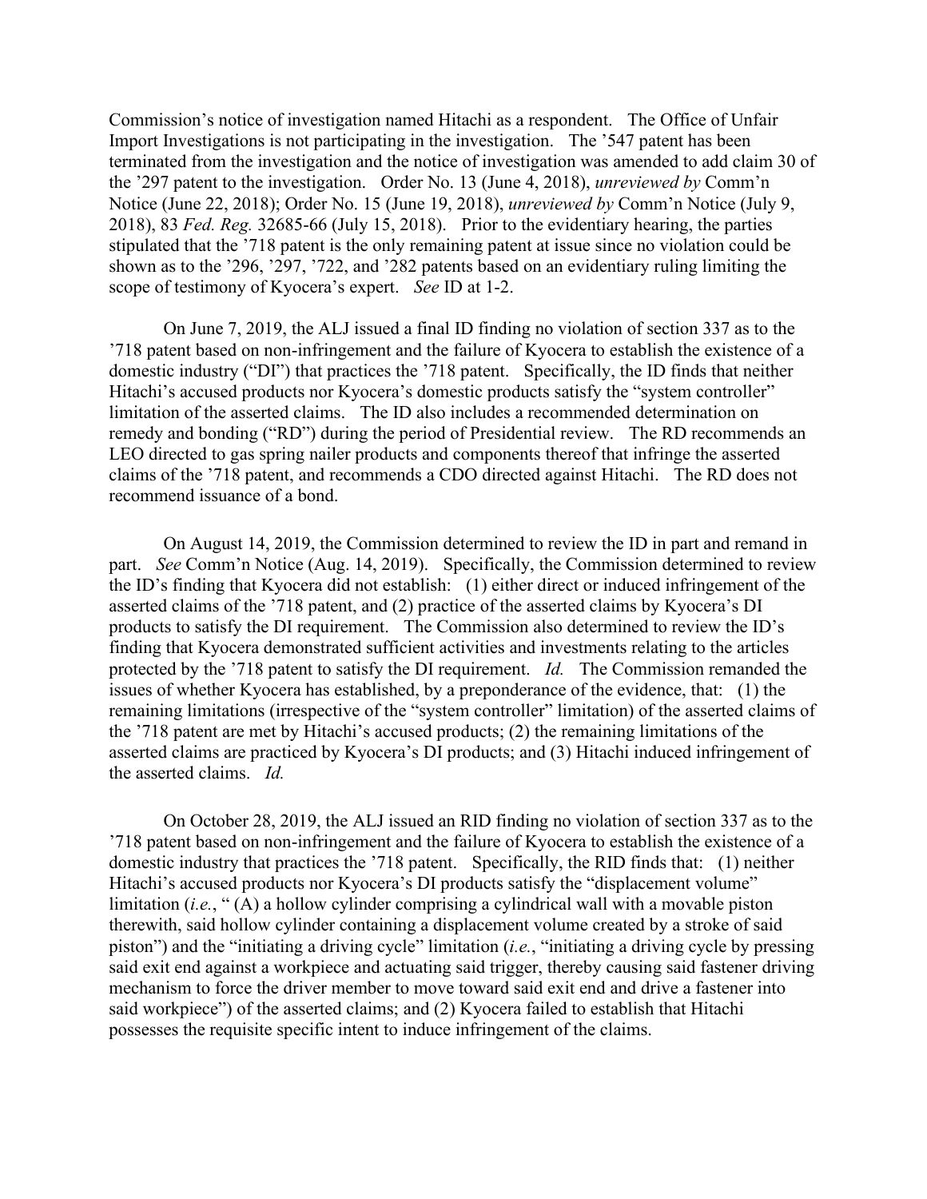Commission's notice of investigation named Hitachi as a respondent. The Office of Unfair Import Investigations is not participating in the investigation. The '547 patent has been terminated from the investigation and the notice of investigation was amended to add claim 30 of the '297 patent to the investigation. Order No. 13 (June 4, 2018), *unreviewed by* Comm'n Notice (June 22, 2018); Order No. 15 (June 19, 2018), *unreviewed by* Comm'n Notice (July 9, 2018), 83 *Fed. Reg.* 32685-66 (July 15, 2018). Prior to the evidentiary hearing, the parties stipulated that the '718 patent is the only remaining patent at issue since no violation could be shown as to the '296, '297, '722, and '282 patents based on an evidentiary ruling limiting the scope of testimony of Kyocera's expert. *See* ID at 1-2.

On June 7, 2019, the ALJ issued a final ID finding no violation of section 337 as to the '718 patent based on non-infringement and the failure of Kyocera to establish the existence of a domestic industry ("DI") that practices the '718 patent. Specifically, the ID finds that neither Hitachi's accused products nor Kyocera's domestic products satisfy the "system controller" limitation of the asserted claims. The ID also includes a recommended determination on remedy and bonding ("RD") during the period of Presidential review. The RD recommends an LEO directed to gas spring nailer products and components thereof that infringe the asserted claims of the '718 patent, and recommends a CDO directed against Hitachi. The RD does not recommend issuance of a bond.

On August 14, 2019, the Commission determined to review the ID in part and remand in part. *See* Comm'n Notice (Aug. 14, 2019). Specifically, the Commission determined to review the ID's finding that Kyocera did not establish: (1) either direct or induced infringement of the asserted claims of the '718 patent, and (2) practice of the asserted claims by Kyocera's DI products to satisfy the DI requirement. The Commission also determined to review the ID's finding that Kyocera demonstrated sufficient activities and investments relating to the articles protected by the '718 patent to satisfy the DI requirement. *Id.* The Commission remanded the issues of whether Kyocera has established, by a preponderance of the evidence, that: (1) the remaining limitations (irrespective of the "system controller" limitation) of the asserted claims of the '718 patent are met by Hitachi's accused products; (2) the remaining limitations of the asserted claims are practiced by Kyocera's DI products; and (3) Hitachi induced infringement of the asserted claims. *Id.*

On October 28, 2019, the ALJ issued an RID finding no violation of section 337 as to the '718 patent based on non-infringement and the failure of Kyocera to establish the existence of a domestic industry that practices the '718 patent. Specifically, the RID finds that: (1) neither Hitachi's accused products nor Kyocera's DI products satisfy the "displacement volume" limitation (*i.e.*, " (A) a hollow cylinder comprising a cylindrical wall with a movable piston therewith, said hollow cylinder containing a displacement volume created by a stroke of said piston") and the "initiating a driving cycle" limitation (*i.e.*, "initiating a driving cycle by pressing said exit end against a workpiece and actuating said trigger, thereby causing said fastener driving mechanism to force the driver member to move toward said exit end and drive a fastener into said workpiece") of the asserted claims; and (2) Kyocera failed to establish that Hitachi possesses the requisite specific intent to induce infringement of the claims.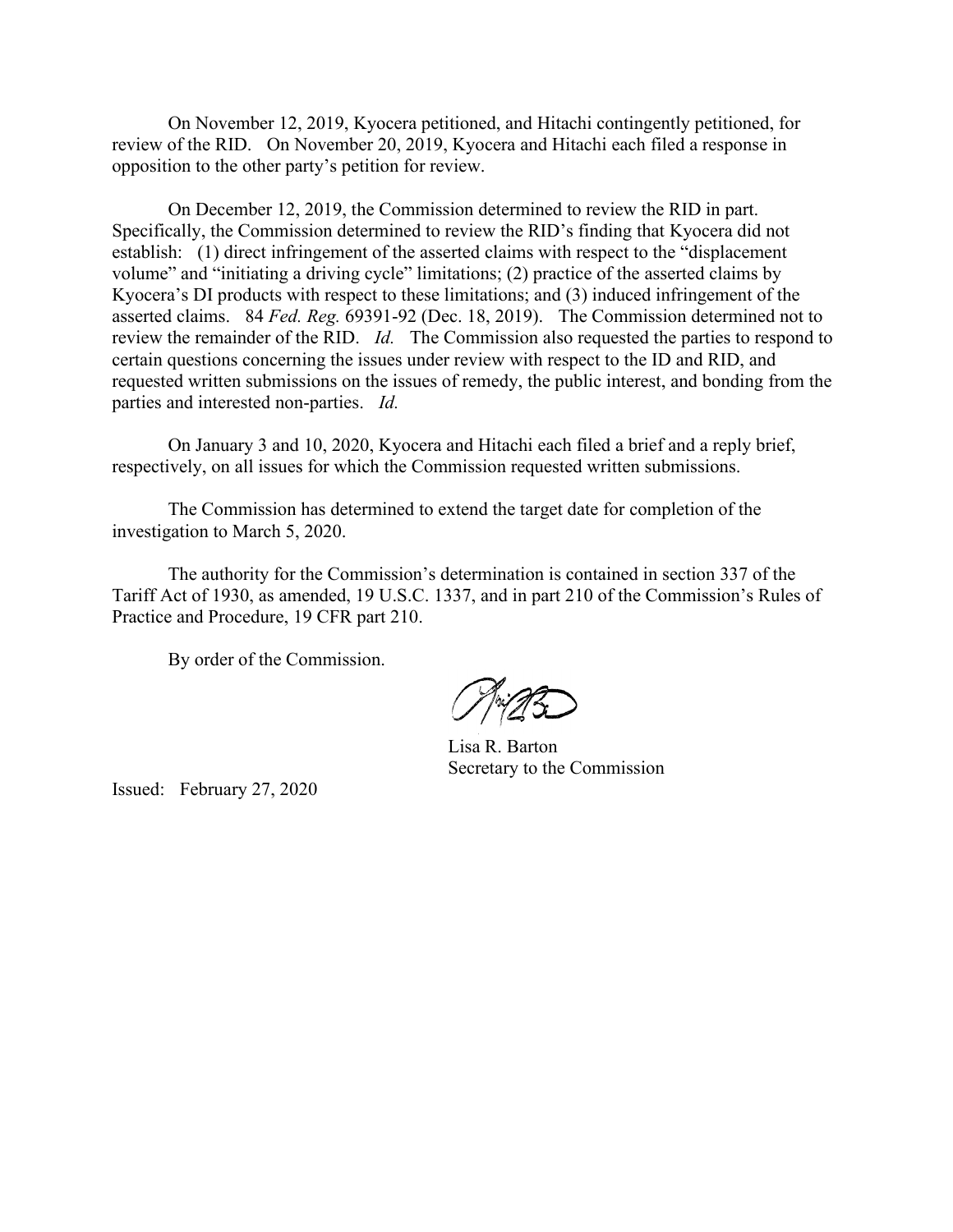On November 12, 2019, Kyocera petitioned, and Hitachi contingently petitioned, for review of the RID. On November 20, 2019, Kyocera and Hitachi each filed a response in opposition to the other party's petition for review.

On December 12, 2019, the Commission determined to review the RID in part. Specifically, the Commission determined to review the RID's finding that Kyocera did not establish: (1) direct infringement of the asserted claims with respect to the "displacement volume" and "initiating a driving cycle" limitations; (2) practice of the asserted claims by Kyocera's DI products with respect to these limitations; and (3) induced infringement of the asserted claims. 84 *Fed. Reg.* 69391-92 (Dec. 18, 2019). The Commission determined not to review the remainder of the RID. *Id.* The Commission also requested the parties to respond to certain questions concerning the issues under review with respect to the ID and RID, and requested written submissions on the issues of remedy, the public interest, and bonding from the parties and interested non-parties. *Id.*

On January 3 and 10, 2020, Kyocera and Hitachi each filed a brief and a reply brief, respectively, on all issues for which the Commission requested written submissions.

The Commission has determined to extend the target date for completion of the investigation to March 5, 2020.

The authority for the Commission's determination is contained in section 337 of the Tariff Act of 1930, as amended, 19 U.S.C. 1337, and in part 210 of the Commission's Rules of Practice and Procedure, 19 CFR part 210.

By order of the Commission.

Lisa R. Barton
Secretary to the Commission

Issued: February 27, 2020